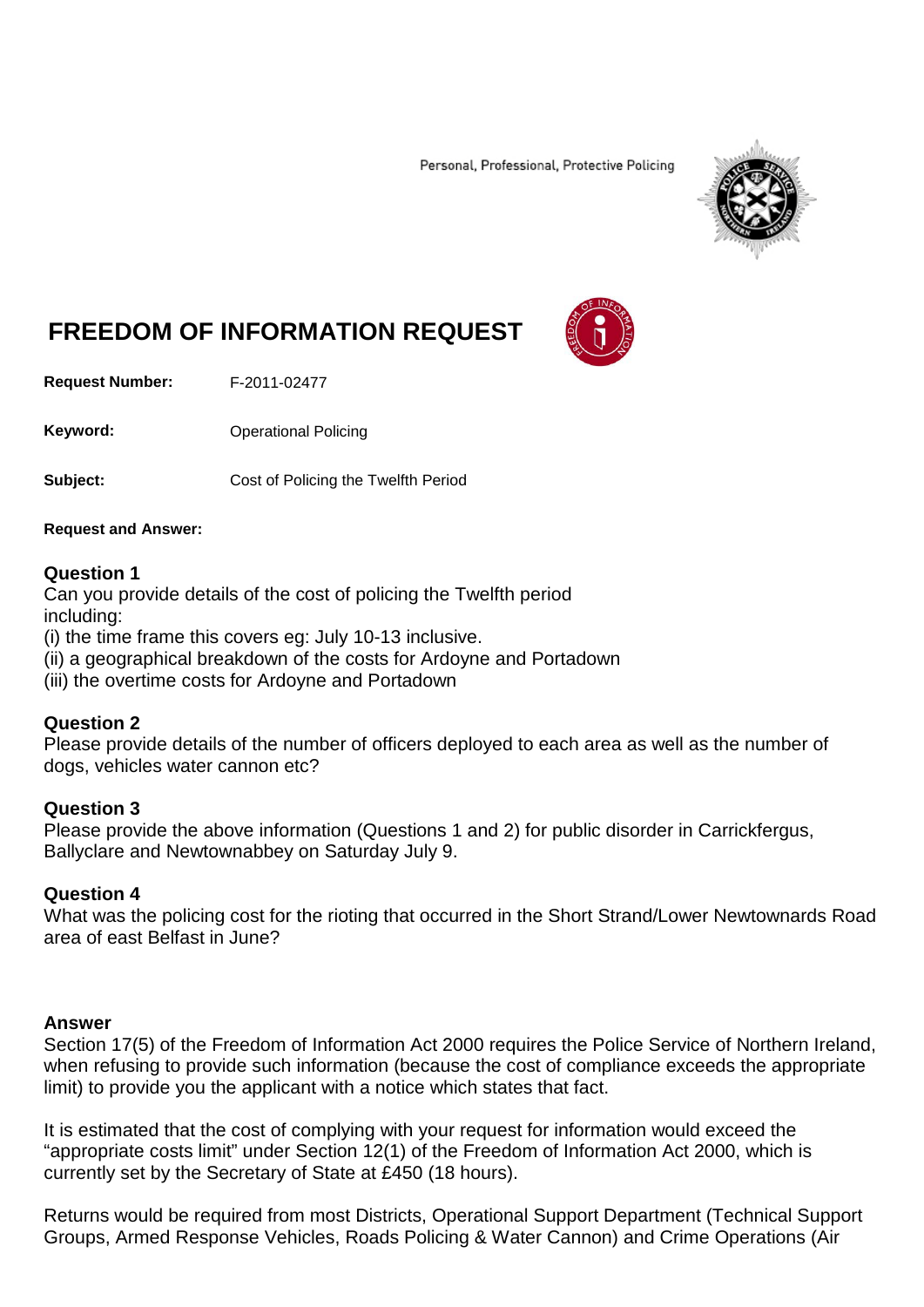Personal, Professional, Protective Policing

# FREEDOM OF INFORMATION REQUEST

**Request Number:** F-2011-02477

**Keyword:** Operational Policing

**Subject:** Cost of Policing the Twelfth Period

**Request and Answer:**

**Question 1**
Can you provide details of the cost of policing the Twelfth period including:
(i) the time frame this covers eg: July 10-13 inclusive.
(ii) a geographical breakdown of the costs for Ardoyne and Portadown
(iii) the overtime costs for Ardoyne and Portadown

**Question 2**
Please provide details of the number of officers deployed to each area as well as the number of dogs, vehicles water cannon etc?

**Question 3**
Please provide the above information (Questions 1 and 2) for public disorder in Carrickfergus, Ballyclare and Newtownabbey on Saturday July 9.

**Question 4**
What was the policing cost for the rioting that occurred in the Short Strand/Lower Newtownards Road area of east Belfast in June?

**Answer**
Section 17(5) of the Freedom of Information Act 2000 requires the Police Service of Northern Ireland, when refusing to provide such information (because the cost of compliance exceeds the appropriate limit) to provide you the applicant with a notice which states that fact.

It is estimated that the cost of complying with your request for information would exceed the "appropriate costs limit" under Section 12(1) of the Freedom of Information Act 2000, which is currently set by the Secretary of State at £450 (18 hours).

Returns would be required from most Districts, Operational Support Department (Technical Support Groups, Armed Response Vehicles, Roads Policing & Water Cannon) and Crime Operations (Air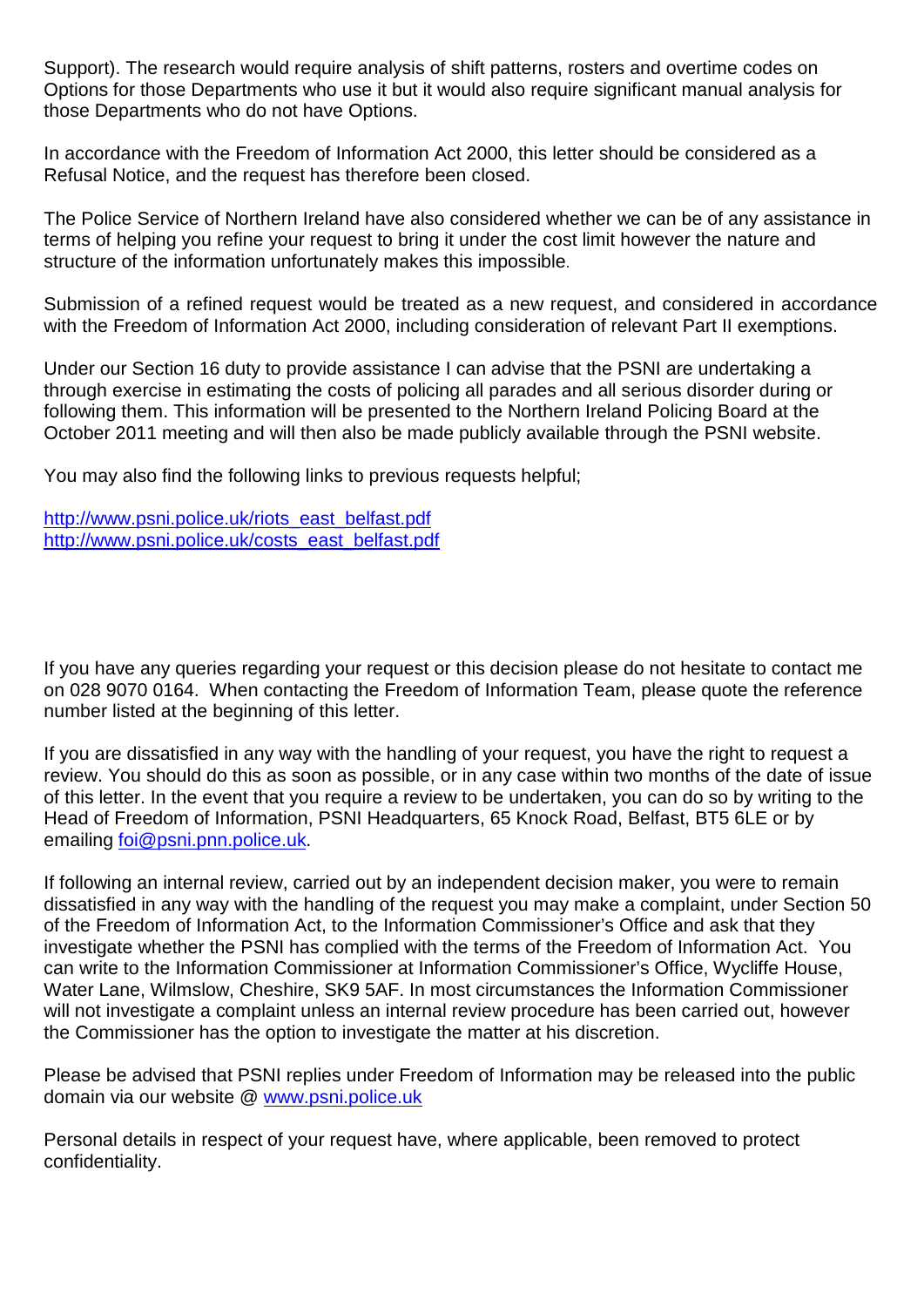Support). The research would require analysis of shift patterns, rosters and overtime codes on Options for those Departments who use it but it would also require significant manual analysis for those Departments who do not have Options.

In accordance with the Freedom of Information Act 2000, this letter should be considered as a Refusal Notice, and the request has therefore been closed.

The Police Service of Northern Ireland have also considered whether we can be of any assistance in terms of helping you refine your request to bring it under the cost limit however the nature and structure of the information unfortunately makes this impossible.

Submission of a refined request would be treated as a new request, and considered in accordance with the Freedom of Information Act 2000, including consideration of relevant Part II exemptions.

Under our Section 16 duty to provide assistance I can advise that the PSNI are undertaking a through exercise in estimating the costs of policing all parades and all serious disorder during or following them. This information will be presented to the Northern Ireland Policing Board at the October 2011 meeting and will then also be made publicly available through the PSNI website.

You may also find the following links to previous requests helpful;

http://www.psni.police.uk/riots_east_belfast.pdf
http://www.psni.police.uk/costs_east_belfast.pdf

If you have any queries regarding your request or this decision please do not hesitate to contact me on 028 9070 0164. When contacting the Freedom of Information Team, please quote the reference number listed at the beginning of this letter.

If you are dissatisfied in any way with the handling of your request, you have the right to request a review. You should do this as soon as possible, or in any case within two months of the date of issue of this letter. In the event that you require a review to be undertaken, you can do so by writing to the Head of Freedom of Information, PSNI Headquarters, 65 Knock Road, Belfast, BT5 6LE or by emailing foi@psni.pnn.police.uk.

If following an internal review, carried out by an independent decision maker, you were to remain dissatisfied in any way with the handling of the request you may make a complaint, under Section 50 of the Freedom of Information Act, to the Information Commissioner's Office and ask that they investigate whether the PSNI has complied with the terms of the Freedom of Information Act. You can write to the Information Commissioner at Information Commissioner's Office, Wycliffe House, Water Lane, Wilmslow, Cheshire, SK9 5AF. In most circumstances the Information Commissioner will not investigate a complaint unless an internal review procedure has been carried out, however the Commissioner has the option to investigate the matter at his discretion.

Please be advised that PSNI replies under Freedom of Information may be released into the public domain via our website @ www.psni.police.uk

Personal details in respect of your request have, where applicable, been removed to protect confidentiality.